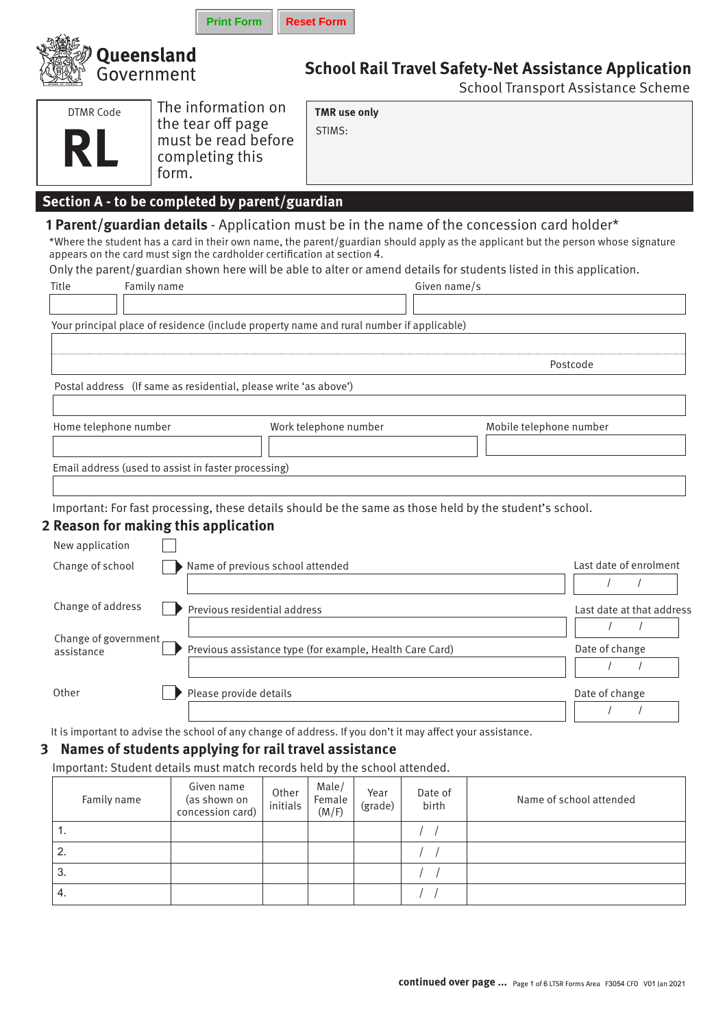Print Form | Reset Form

**Queensland Government**

# School Rail Travel Safety-Net Assistance Application

School Transport Assistance Scheme

DTMR Code

**RL**

The information on the tear off page must be read before completing this form.

**TMR use only**

STIMS:

## Section A - to be completed by parent/guardian

### 1 Parent/guardian details - Application must be in the name of the concession card holder*

*Where the student has a card in their own name, the parent/guardian should apply as the applicant but the person whose signature appears on the card must sign the cardholder certification at section 4.

Only the parent/guardian shown here will be able to alter or amend details for students listed in this application.

| Title | Family name | Given name/s |
|---|---|---|
| | | |

Your principal place of residence (include property name and rural number if applicable)

Postcode

Postal address (If same as residential, please write 'as above')

| Home telephone number | Work telephone number | Mobile telephone number |
|---|---|---|
| | | |

Email address (used to assist in faster processing)

Important: For fast processing, these details should be the same as those held by the student's school.

### 2 Reason for making this application

| | | | |
|---|---|---|---|
| New application ☐ | | | |
| Change of school ☐ | Name of previous school attended | Last date of enrolment | / / |
| Change of address ☐ | Previous residential address | Last date at that address | / / |
| Change of government assistance ☐ | Previous assistance type (for example, Health Care Card) | Date of change | / / |
| Other ☐ | Please provide details | Date of change | / / |

It is important to advise the school of any change of address. If you don't it may affect your assistance.

### 3 Names of students applying for rail travel assistance

Important: Student details must match records held by the school attended.

| Family name | Given name (as shown on concession card) | Other initials | Male/ Female (M/F) | Year (grade) | Date of birth | Name of school attended |
|---|---|---|---|---|---|---|
| 1. | | | | | / / | |
| 2. | | | | | / / | |
| 3. | | | | | / / | |
| 4. | | | | | / / | |

**continued over page ...** LTSR Forms Area F3054 CFD V01 Jan 2021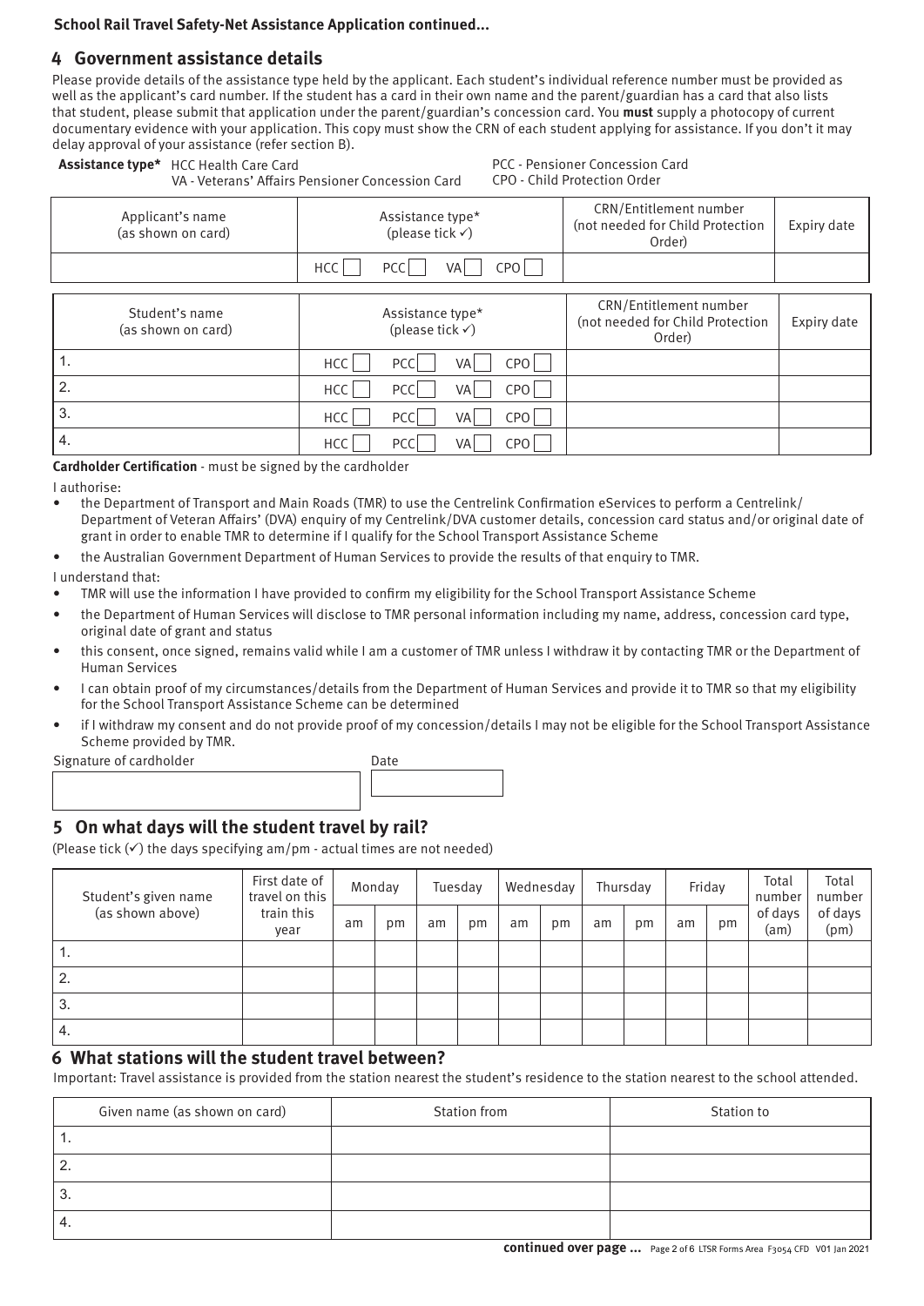**School Rail Travel Safety-Net Assistance Application continued...**

## 4 Government assistance details

Please provide details of the assistance type held by the applicant. Each student's individual reference number must be provided as well as the applicant's card number. If the student has a card in their own name and the parent/guardian has a card that also lists that student, please submit that application under the parent/guardian's concession card. You **must** supply a photocopy of current documentary evidence with your application. This copy must show the CRN of each student applying for assistance. If you don't it may delay approval of your assistance (refer section B).

**Assistance type*** HCC Health Care Card
VA - Veterans' Affairs Pensioner Concession Card
PCC - Pensioner Concession Card
CPO - Child Protection Order

| Applicant's name (as shown on card) | Assistance type* (please tick ✓) | CRN/Entitlement number (not needed for Child Protection Order) | Expiry date |
|---|---|---|---|
| | HCC ☐ PCC ☐ VA ☐ CPO ☐ | | |

| Student's name (as shown on card) | Assistance type* (please tick ✓) | CRN/Entitlement number (not needed for Child Protection Order) | Expiry date |
|---|---|---|---|
| 1. | HCC ☐ PCC ☐ VA ☐ CPO ☐ | | |
| 2. | HCC ☐ PCC ☐ VA ☐ CPO ☐ | | |
| 3. | HCC ☐ PCC ☐ VA ☐ CPO ☐ | | |
| 4. | HCC ☐ PCC ☐ VA ☐ CPO ☐ | | |

**Cardholder Certification** - must be signed by the cardholder

I authorise:

- the Department of Transport and Main Roads (TMR) to use the Centrelink Confirmation eServices to perform a Centrelink/ Department of Veteran Affairs' (DVA) enquiry of my Centrelink/DVA customer details, concession card status and/or original date of grant in order to enable TMR to determine if I qualify for the School Transport Assistance Scheme
- the Australian Government Department of Human Services to provide the results of that enquiry to TMR.

I understand that:

- TMR will use the information I have provided to confirm my eligibility for the School Transport Assistance Scheme
- the Department of Human Services will disclose to TMR personal information including my name, address, concession card type, original date of grant and status
- this consent, once signed, remains valid while I am a customer of TMR unless I withdraw it by contacting TMR or the Department of Human Services
- I can obtain proof of my circumstances/details from the Department of Human Services and provide it to TMR so that my eligibility for the School Transport Assistance Scheme can be determined
- if I withdraw my consent and do not provide proof of my concession/details I may not be eligible for the School Transport Assistance Scheme provided by TMR.

Signature of cardholder

Date

## 5 On what days will the student travel by rail?

(Please tick (✓) the days specifying am/pm - actual times are not needed)

| Student's given name (as shown above) | First date of travel on this train this year | Monday | | Tuesday | | Wednesday | | Thursday | | Friday | | Total number of days (am) | Total number of days (pm) |
|---|---|---|---|---|---|---|---|---|---|---|---|---|---|
| | | am | pm | am | pm | am | pm | am | pm | am | pm | | |
| 1. | | | | | | | | | | | | | |
| 2. | | | | | | | | | | | | | |
| 3. | | | | | | | | | | | | | |
| 4. | | | | | | | | | | | | | |

## 6 What stations will the student travel between?

Important: Travel assistance is provided from the station nearest the student's residence to the station nearest to the school attended.

| Given name (as shown on card) | Station from | Station to |
|---|---|---|
| 1. | | |
| 2. | | |
| 3. | | |
| 4. | | |

**continued over page ...** LTSR Forms Area F3054 CFD V01 Jan 2021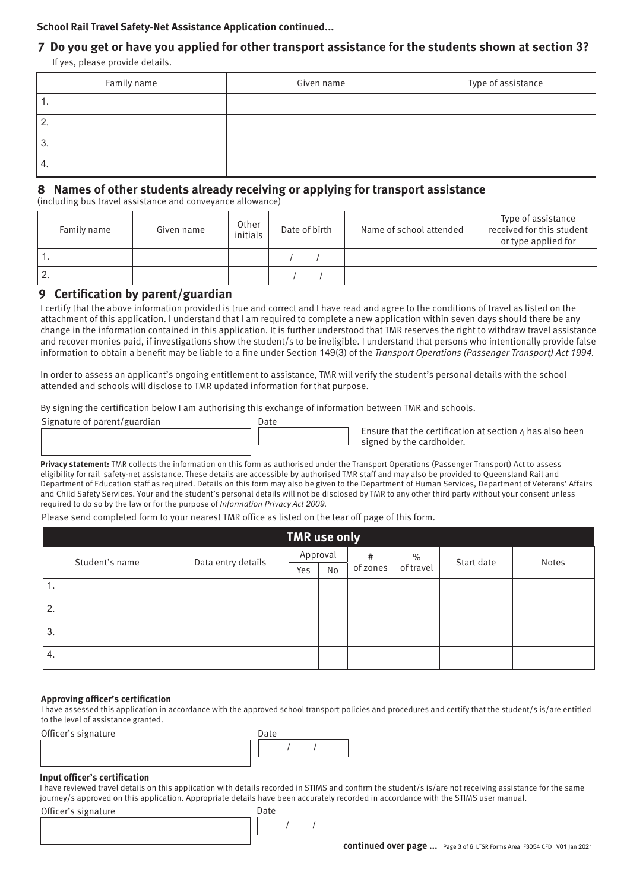**School Rail Travel Safety-Net Assistance Application continued...**

## 7 Do you get or have you applied for other transport assistance for the students shown at section 3?

If yes, please provide details.

| Family name | Given name | Type of assistance |
|---|---|---|
| 1. | | |
| 2. | | |
| 3. | | |
| 4. | | |

## 8 Names of other students already receiving or applying for transport assistance

(including bus travel assistance and conveyance allowance)

| Family name | Given name | Other initials | Date of birth | Name of school attended | Type of assistance received for this student or type applied for |
|---|---|---|---|---|---|
| 1. | | | / / | | |
| 2. | | | / / | | |

## 9 Certification by parent/guardian

I certify that the above information provided is true and correct and I have read and agree to the conditions of travel as listed on the attachment of this application. I understand that I am required to complete a new application within seven days should there be any change in the information contained in this application. It is further understood that TMR reserves the right to withdraw travel assistance and recover monies paid, if investigations show the student/s to be ineligible. I understand that persons who intentionally provide false information to obtain a benefit may be liable to a fine under Section 149(3) of the *Transport Operations (Passenger Transport) Act 1994*.

In order to assess an applicant's ongoing entitlement to assistance, TMR will verify the student's personal details with the school attended and schools will disclose to TMR updated information for that purpose.

By signing the certification below I am authorising this exchange of information between TMR and schools.

Signature of parent/guardian

Date

Ensure that the certification at section 4 has also been signed by the cardholder.

**Privacy statement:** TMR collects the information on this form as authorised under the Transport Operations (Passenger Transport) Act to assess eligibility for rail safety-net assistance. These details are accessible by authorised TMR staff and may also be provided to Queensland Rail and Department of Education staff as required. Details on this form may also be given to the Department of Human Services, Department of Veterans' Affairs and Child Safety Services. Your and the student's personal details will not be disclosed by TMR to any other third party without your consent unless required to do so by the law or for the purpose of *Information Privacy Act 2009*.

Please send completed form to your nearest TMR office as listed on the tear off page of this form.

**TMR use only**

| Student's name | Data entry details | Approval | | # of zones | % of travel | Start date | Notes |
|---|---|---|---|---|---|---|---|
| | | Yes | No | | | | |
| 1. | | | | | | | |
| 2. | | | | | | | |
| 3. | | | | | | | |
| 4. | | | | | | | |

**Approving officer's certification**

I have assessed this application in accordance with the approved school transport policies and procedures and certify that the student/s is/are entitled to the level of assistance granted.

Officer's signature

Date / /

**Input officer's certification**

I have reviewed travel details on this application with details recorded in STIMS and confirm the student/s is/are not receiving assistance for the same journey/s approved on this application. Appropriate details have been accurately recorded in accordance with the STIMS user manual.

Officer's signature

Date / /

**continued over page ...**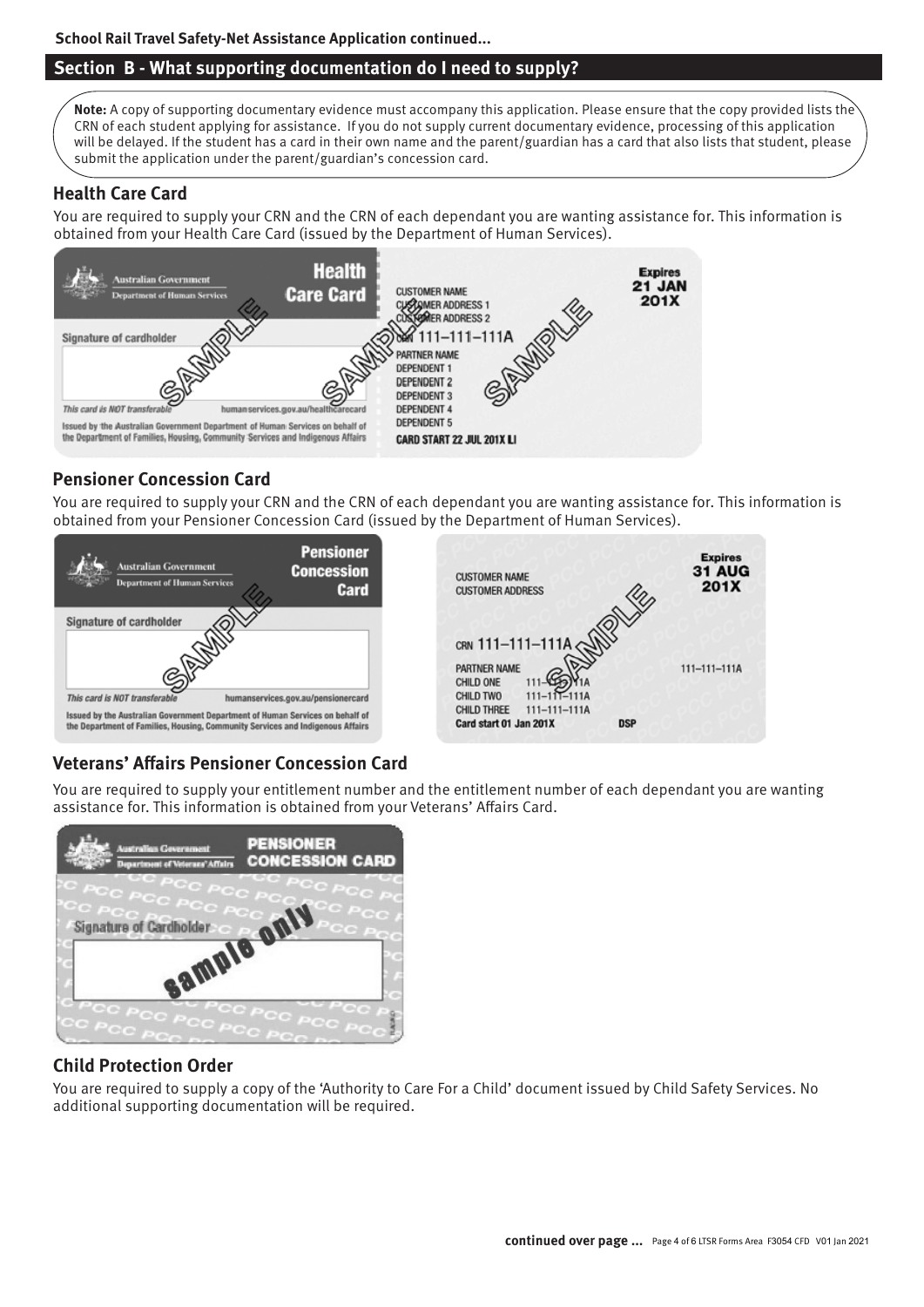## Section B - What supporting documentation do I need to supply?

**Note:** A copy of supporting documentary evidence must accompany this application. Please ensure that the copy provided lists the CRN of each student applying for assistance. If you do not supply current documentary evidence, processing of this application will be delayed. If the student has a card in their own name and the parent/guardian has a card that also lists that student, please submit the application under the parent/guardian's concession card.

### Health Care Card

You are required to supply your CRN and the CRN of each dependant you are wanting assistance for. This information is obtained from your Health Care Card (issued by the Department of Human Services).

### Pensioner Concession Card

You are required to supply your CRN and the CRN of each dependant you are wanting assistance for. This information is obtained from your Pensioner Concession Card (issued by the Department of Human Services).

### Veterans' Affairs Pensioner Concession Card

You are required to supply your entitlement number and the entitlement number of each dependant you are wanting assistance for. This information is obtained from your Veterans' Affairs Card.

### Child Protection Order

You are required to supply a copy of the 'Authority to Care For a Child' document issued by Child Safety Services. No additional supporting documentation will be required.

**continued over page ...**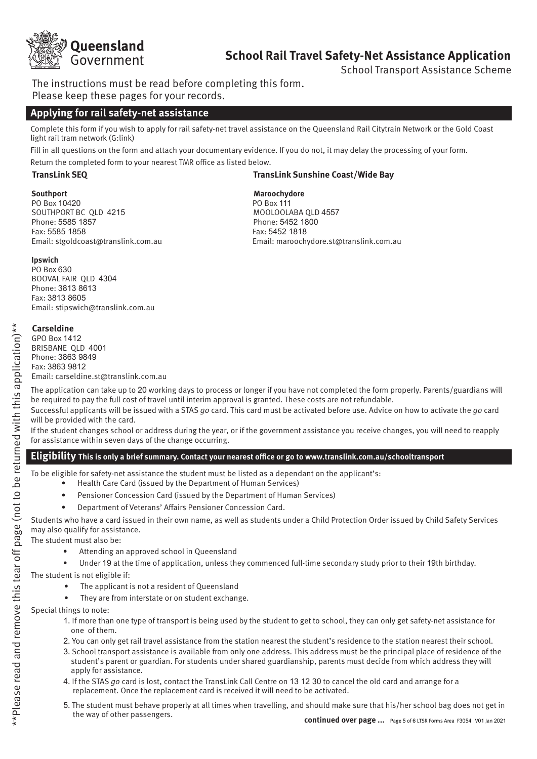# School Rail Travel Safety-Net Assistance Application

School Transport Assistance Scheme

The instructions must be read before completing this form.
Please keep these pages for your records.

## Applying for rail safety-net assistance

Complete this form if you wish to apply for rail safety-net travel assistance on the Queensland Rail Citytrain Network or the Gold Coast light rail tram network (G:link)

Fill in all questions on the form and attach your documentary evidence. If you do not, it may delay the processing of your form.

Return the completed form to your nearest TMR office as listed below.

**TransLink SEQ**

**Southport**
PO Box 10420
SOUTHPORT BC QLD 4215
Phone: 5585 1857
Fax: 5585 1858
Email: stgoldcoast@translink.com.au

**Ipswich**
PO Box 630
BOOVAL FAIR QLD 4304
Phone: 3813 8613
Fax: 3813 8605
Email: stipswich@translink.com.au

**Carseldine**
GPO Box 1412
BRISBANE QLD 4001
Phone: 3863 9849
Fax: 3863 9812
Email: carseldine.st@translink.com.au

**TransLink Sunshine Coast/Wide Bay**

**Maroochydore**
PO Box 111
MOOLOOLABA QLD 4557
Phone: 5452 1800
Fax: 5452 1818
Email: maroochydore.st@translink.com.au

The application can take up to 20 working days to process or longer if you have not completed the form properly. Parents/guardians will be required to pay the full cost of travel until interim approval is granted. These costs are not refundable.

Successful applicants will be issued with a STAS *go* card. This card must be activated before use. Advice on how to activate the *go* card will be provided with the card.

If the student changes school or address during the year, or if the government assistance you receive changes, you will need to reapply for assistance within seven days of the change occurring.

## Eligibility **This is only a brief summary. Contact your nearest office or go to www.translink.com.au/schooltransport**

To be eligible for safety-net assistance the student must be listed as a dependant on the applicant's:

- Health Care Card (issued by the Department of Human Services)
- Pensioner Concession Card (issued by the Department of Human Services)
- Department of Veterans' Affairs Pensioner Concession Card.

Students who have a card issued in their own name, as well as students under a Child Protection Order issued by Child Safety Services may also qualify for assistance.

The student must also be:

- Attending an approved school in Queensland
- Under 19 at the time of application, unless they commenced full-time secondary study prior to their 19th birthday.

The student is not eligible if:

- The applicant is not a resident of Queensland
- They are from interstate or on student exchange.

Special things to note:

1. If more than one type of transport is being used by the student to get to school, they can only get safety-net assistance for one of them.
2. You can only get rail travel assistance from the station nearest the student's residence to the station nearest their school.
3. School transport assistance is available from only one address. This address must be the principal place of residence of the student's parent or guardian. For students under shared guardianship, parents must decide from which address they will apply for assistance.
4. If the STAS *go* card is lost, contact the TransLink Call Centre on 13 12 30 to cancel the old card and arrange for a replacement. Once the replacement card is received it will need to be activated.
5. The student must behave properly at all times when travelling, and should make sure that his/her school bag does not get in the way of other passengers.

**continued over page ...**

**Please read and remove this tear off page (not to be returned with this application)**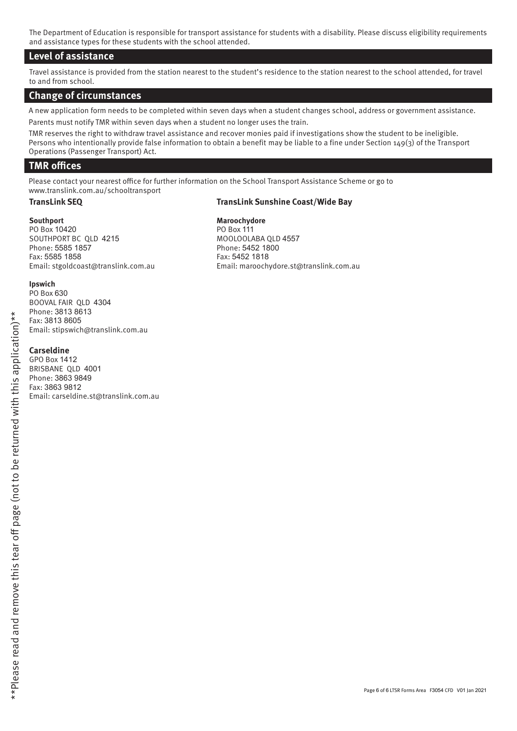The Department of Education is responsible for transport assistance for students with a disability. Please discuss eligibility requirements and assistance types for these students with the school attended.

## Level of assistance

Travel assistance is provided from the station nearest to the student's residence to the station nearest to the school attended, for travel to and from school.

## Change of circumstances

A new application form needs to be completed within seven days when a student changes school, address or government assistance.

Parents must notify TMR within seven days when a student no longer uses the train.

TMR reserves the right to withdraw travel assistance and recover monies paid if investigations show the student to be ineligible. Persons who intentionally provide false information to obtain a benefit may be liable to a fine under Section 149(3) of the Transport Operations (Passenger Transport) Act.

## TMR offices

Please contact your nearest office for further information on the School Transport Assistance Scheme or go to www.translink.com.au/schooltransport

### TransLink SEQ

**Southport**
PO Box 10420
SOUTHPORT BC QLD 4215
Phone: 5585 1857
Fax: 5585 1858
Email: stgoldcoast@translink.com.au

**Ipswich**
PO Box 630
BOOVAL FAIR QLD 4304
Phone: 3813 8613
Fax: 3813 8605
Email: stipswich@translink.com.au

**Carseldine**
GPO Box 1412
BRISBANE QLD 4001
Phone: 3863 9849
Fax: 3863 9812
Email: carseldine.st@translink.com.au

### TransLink Sunshine Coast/Wide Bay

**Maroochydore**
PO Box 111
MOOLOOLABA QLD 4557
Phone: 5452 1800
Fax: 5452 1818
Email: maroochydore.st@translink.com.au

**Please read and remove this tear off page (not to be returned with this application)**